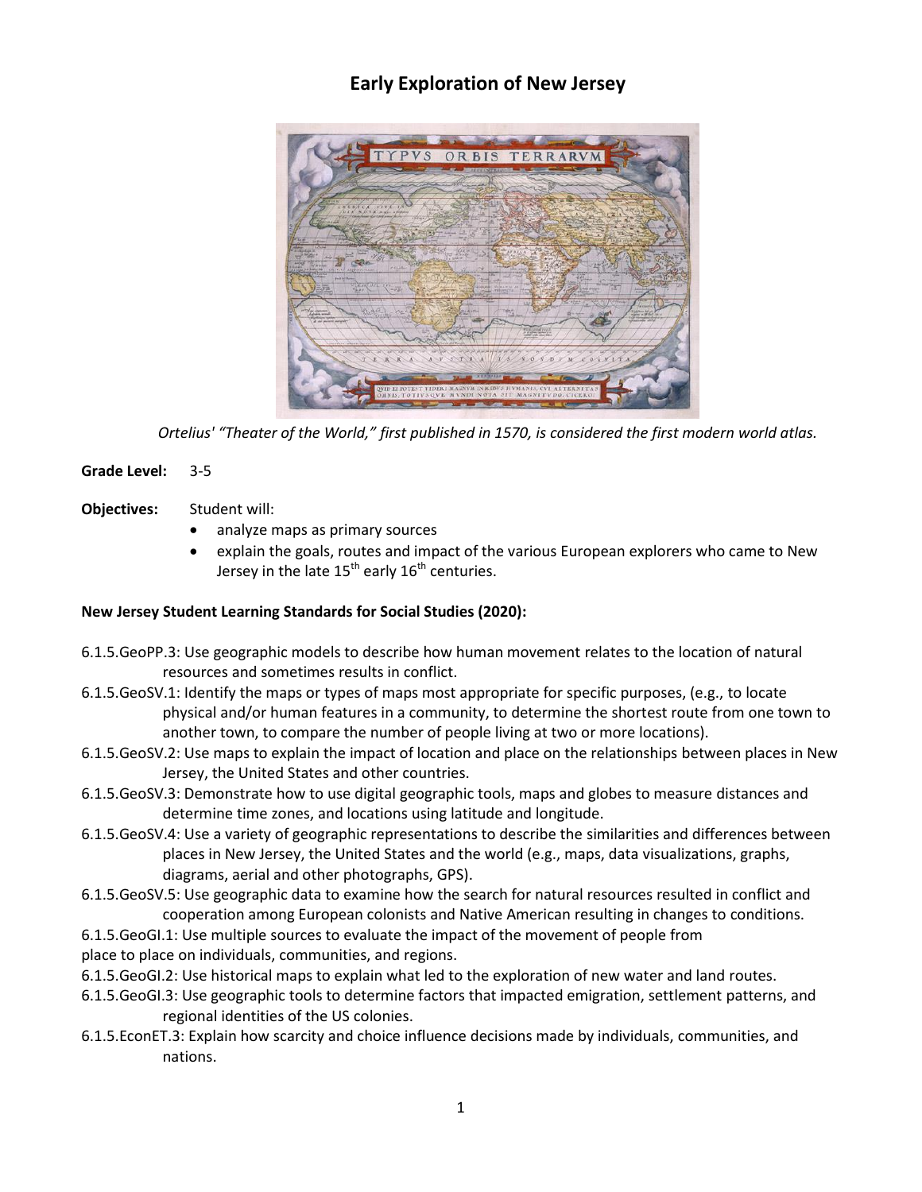# Early Exploration of New Jersey

*Ortelius' "Theater of the World," first published in 1570, is considered the first modern world atlas.*

**Grade Level:** 3-5

**Objectives:** Student will:

- analyze maps as primary sources
- explain the goals, routes and impact of the various European explorers who came to New Jersey in the late 15th early 16th centuries.

**New Jersey Student Learning Standards for Social Studies (2020):**

6.1.5.GeoPP.3: Use geographic models to describe how human movement relates to the location of natural resources and sometimes results in conflict.

6.1.5.GeoSV.1: Identify the maps or types of maps most appropriate for specific purposes, (e.g., to locate physical and/or human features in a community, to determine the shortest route from one town to another town, to compare the number of people living at two or more locations).

6.1.5.GeoSV.2: Use maps to explain the impact of location and place on the relationships between places in New Jersey, the United States and other countries.

6.1.5.GeoSV.3: Demonstrate how to use digital geographic tools, maps and globes to measure distances and determine time zones, and locations using latitude and longitude.

6.1.5.GeoSV.4: Use a variety of geographic representations to describe the similarities and differences between places in New Jersey, the United States and the world (e.g., maps, data visualizations, graphs, diagrams, aerial and other photographs, GPS).

6.1.5.GeoSV.5: Use geographic data to examine how the search for natural resources resulted in conflict and cooperation among European colonists and Native American resulting in changes to conditions.

6.1.5.GeoGI.1: Use multiple sources to evaluate the impact of the movement of people from place to place on individuals, communities, and regions.

6.1.5.GeoGI.2: Use historical maps to explain what led to the exploration of new water and land routes.

6.1.5.GeoGI.3: Use geographic tools to determine factors that impacted emigration, settlement patterns, and regional identities of the US colonies.

6.1.5.EconET.3: Explain how scarcity and choice influence decisions made by individuals, communities, and nations.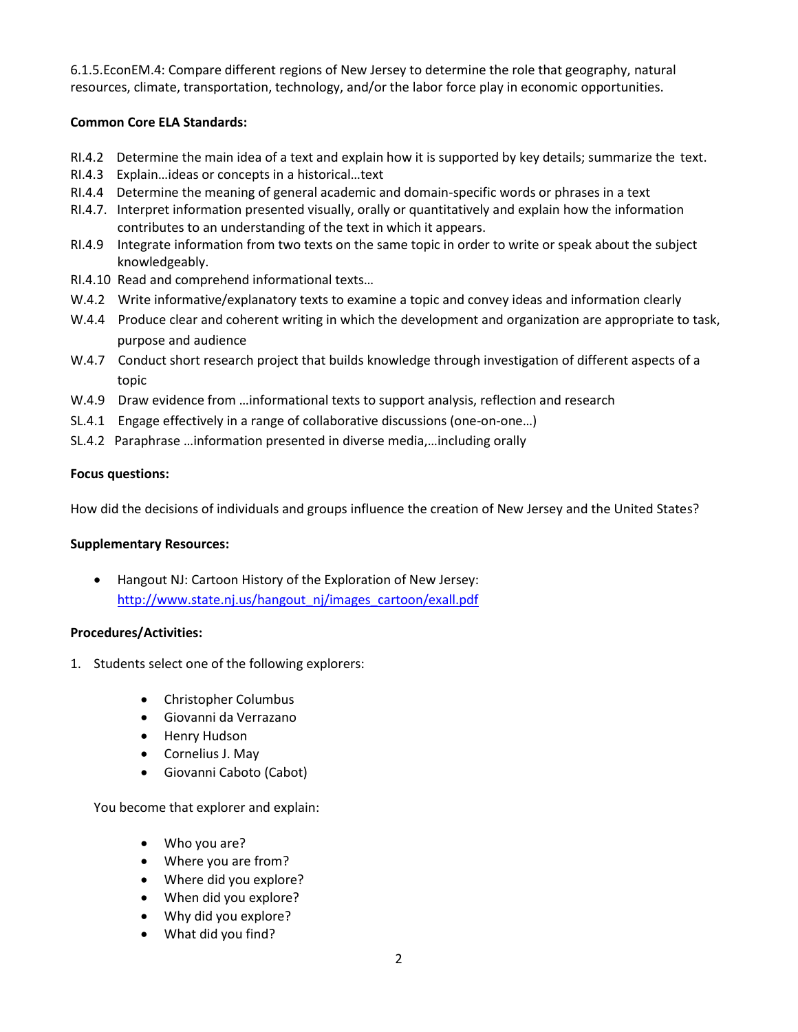6.1.5.EconEM.4: Compare different regions of New Jersey to determine the role that geography, natural resources, climate, transportation, technology, and/or the labor force play in economic opportunities.

**Common Core ELA Standards:**

- RI.4.2 Determine the main idea of a text and explain how it is supported by key details; summarize the text.
- RI.4.3 Explain…ideas or concepts in a historical…text
- RI.4.4 Determine the meaning of general academic and domain-specific words or phrases in a text
- RI.4.7. Interpret information presented visually, orally or quantitatively and explain how the information contributes to an understanding of the text in which it appears.
- RI.4.9 Integrate information from two texts on the same topic in order to write or speak about the subject knowledgeably.
- RI.4.10 Read and comprehend informational texts…
- W.4.2 Write informative/explanatory texts to examine a topic and convey ideas and information clearly
- W.4.4 Produce clear and coherent writing in which the development and organization are appropriate to task, purpose and audience
- W.4.7 Conduct short research project that builds knowledge through investigation of different aspects of a topic
- W.4.9 Draw evidence from …informational texts to support analysis, reflection and research
- SL.4.1 Engage effectively in a range of collaborative discussions (one-on-one…)
- SL.4.2 Paraphrase …information presented in diverse media,…including orally

**Focus questions:**

How did the decisions of individuals and groups influence the creation of New Jersey and the United States?

**Supplementary Resources:**

- Hangout NJ: Cartoon History of the Exploration of New Jersey: [http://www.state.nj.us/hangout_nj/images_cartoon/exall.pdf](http://www.state.nj.us/hangout_nj/images_cartoon/exall.pdf)

**Procedures/Activities:**

1. Students select one of the following explorers:

   - Christopher Columbus
   - Giovanni da Verrazano
   - Henry Hudson
   - Cornelius J. May
   - Giovanni Caboto (Cabot)

   You become that explorer and explain:

   - Who you are?
   - Where you are from?
   - Where did you explore?
   - When did you explore?
   - Why did you explore?
   - What did you find?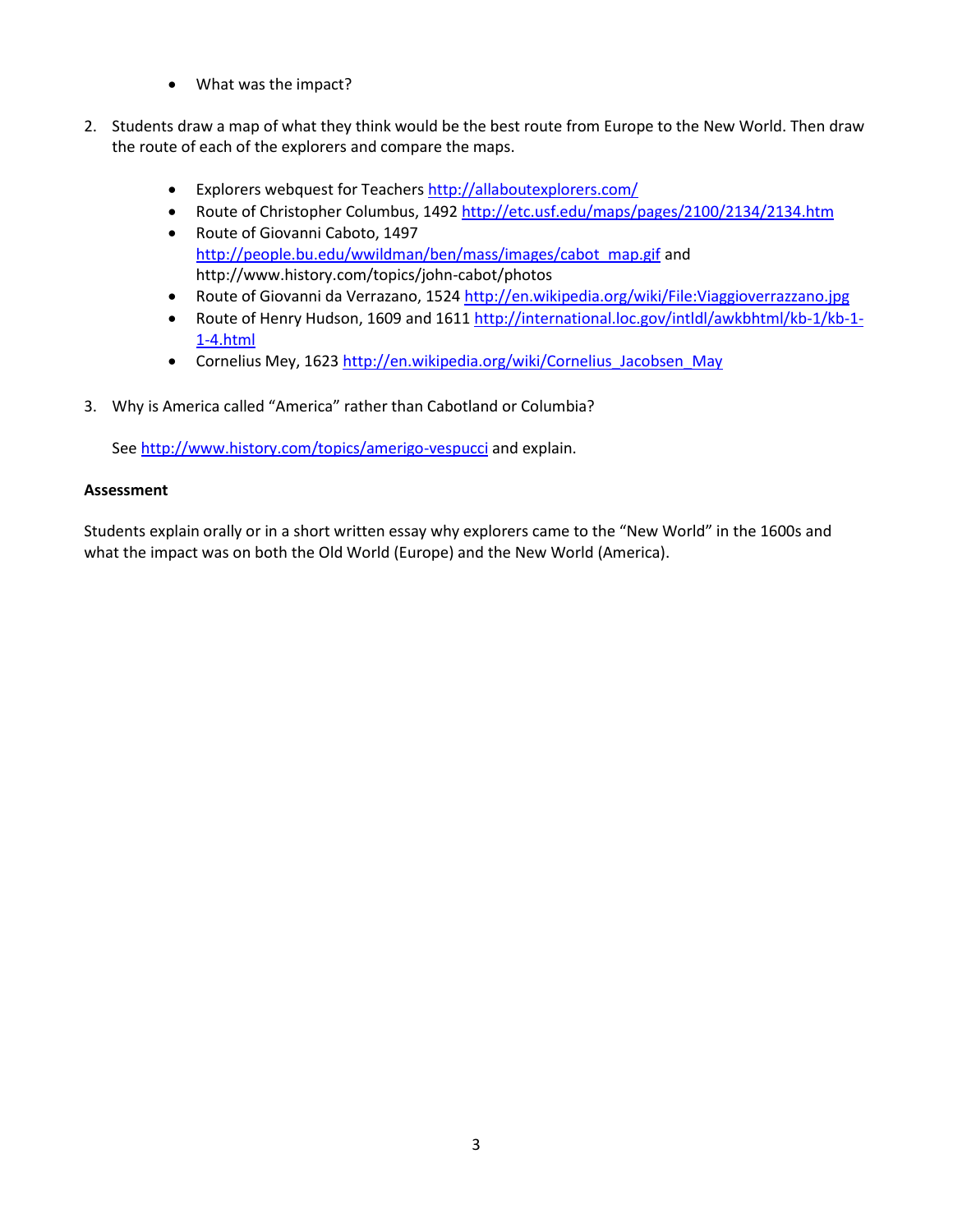- What was the impact?

2. Students draw a map of what they think would be the best route from Europe to the New World. Then draw the route of each of the explorers and compare the maps.

    - Explorers webquest for Teachers http://allaboutexplorers.com/
    - Route of Christopher Columbus, 1492 http://etc.usf.edu/maps/pages/2100/2134/2134.htm
    - Route of Giovanni Caboto, 1497 http://people.bu.edu/wwildman/ben/mass/images/cabot_map.gif and http://www.history.com/topics/john-cabot/photos
    - Route of Giovanni da Verrazano, 1524 http://en.wikipedia.org/wiki/File:Viaggioverrazzano.jpg
    - Route of Henry Hudson, 1609 and 1611 http://international.loc.gov/intldl/awkbhtml/kb-1/kb-1-1-4.html
    - Cornelius Mey, 1623 http://en.wikipedia.org/wiki/Cornelius_Jacobsen_May

3. Why is America called "America" rather than Cabotland or Columbia?

    See http://www.history.com/topics/amerigo-vespucci and explain.

**Assessment**

Students explain orally or in a short written essay why explorers came to the "New World" in the 1600s and what the impact was on both the Old World (Europe) and the New World (America).